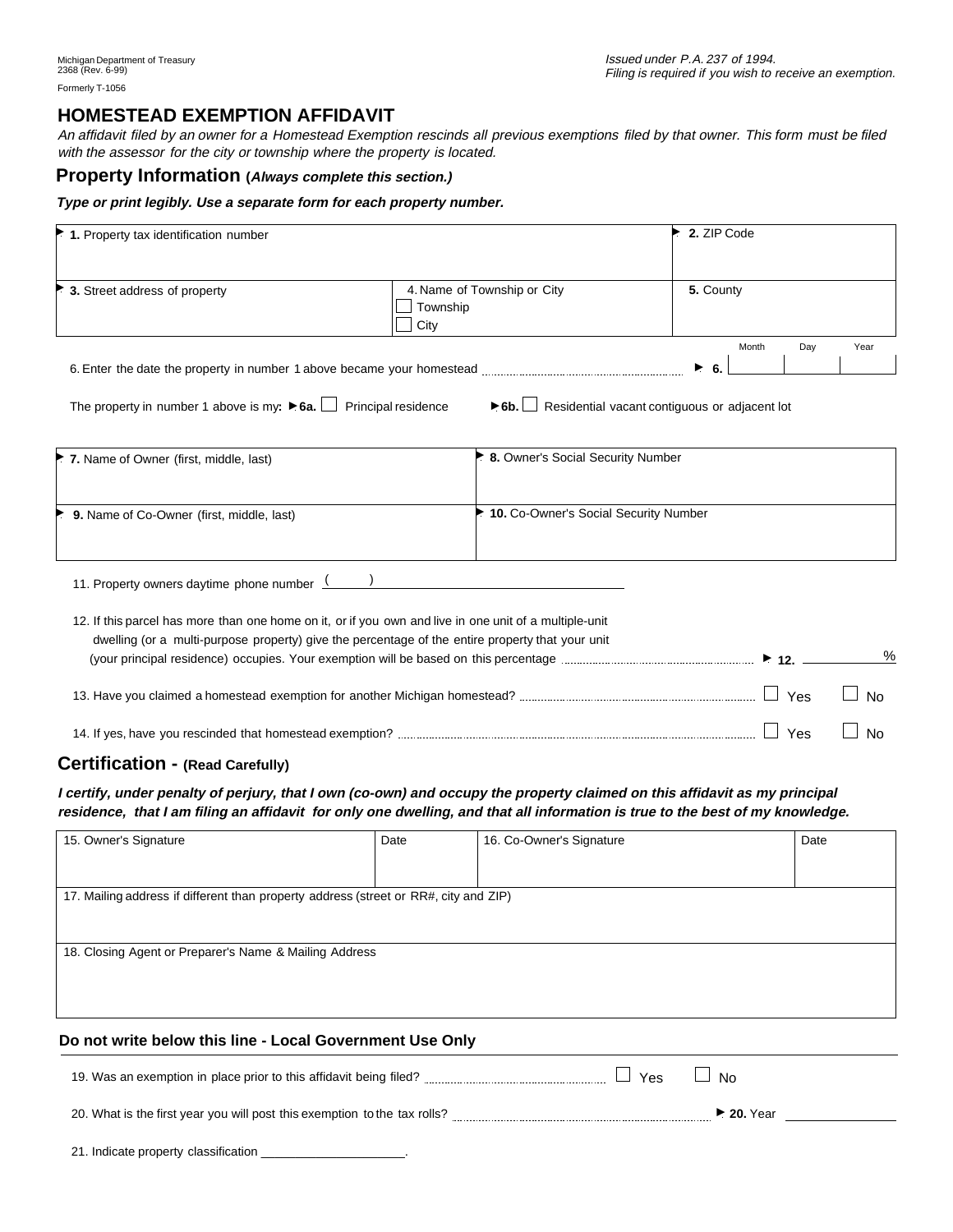Michigan Department of Treasury
2368 (Rev. 6-99)

Formerly T-1056

*Issued under P.A. 237 of 1994.*
*Filing is required if you wish to receive an exemption.*

# HOMESTEAD EXEMPTION AFFIDAVIT

*An affidavit filed by an owner for a Homestead Exemption rescinds all previous exemptions filed by that owner. This form must be filed with the assessor for the city or township where the property is located.*

## Property Information (*Always complete this section.*)

***Type or print legibly. Use a separate form for each property number.***

| ► **1.** Property tax identification number | | ► **2.** ZIP Code |
|---|---|---|
| ► **3.** Street address of property | 4. Name of Township or City<br>☐ Township<br>☐ City | **5.** County |

6. Enter the date the property in number 1 above became your homestead ........ ► **6.** Month ____ Day ____ Year ____

The property in number 1 above is my: ► **6a.** ☐ Principal residence ► **6b.** ☐ Residential vacant contiguous or adjacent lot

| ► **7.** Name of Owner (first, middle, last) | ► **8.** Owner's Social Security Number |
|---|---|
| ► **9.** Name of Co-Owner (first, middle, last) | ► **10.** Co-Owner's Social Security Number |

11. Property owners daytime phone number ( ) ____________________

12. If this parcel has more than one home on it, or if you own and live in one unit of a multiple-unit dwelling (or a multi-purpose property) give the percentage of the entire property that your unit (your principal residence) occupies. Your exemption will be based on this percentage ........ ► **12.** ________ %

13. Have you claimed a homestead exemption for another Michigan homestead? ........ ☐ Yes ☐ No

14. If yes, have you rescinded that homestead exemption? ........ ☐ Yes ☐ No

## Certification - (Read Carefully)

***I certify, under penalty of perjury, that I own (co-own) and occupy the property claimed on this affidavit as my principal residence, that I am filing an affidavit for only one dwelling, and that all information is true to the best of my knowledge.***

| 15. Owner's Signature | Date | 16. Co-Owner's Signature | Date |
|---|---|---|---|
| 17. Mailing address if different than property address (street or RR#, city and ZIP) | | | |
| 18. Closing Agent or Preparer's Name & Mailing Address | | | |

### Do not write below this line - Local Government Use Only

19. Was an exemption in place prior to this affidavit being filed? ........ ☐ Yes ☐ No

20. What is the first year you will post this exemption to the tax rolls? ........ ► **20.** Year ________

21. Indicate property classification ____________________.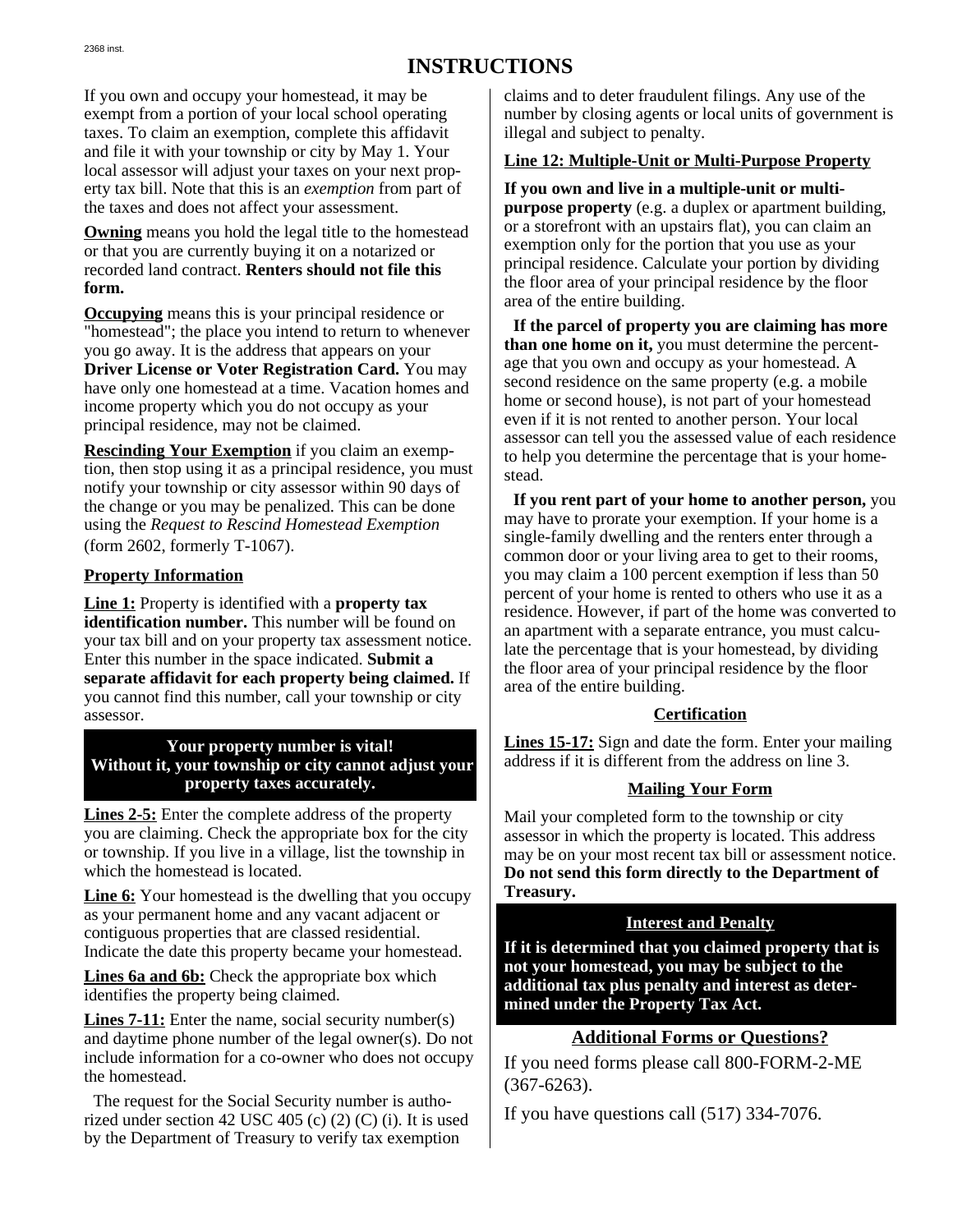# INSTRUCTIONS

If you own and occupy your homestead, it may be exempt from a portion of your local school operating taxes. To claim an exemption, complete this affidavit and file it with your township or city by May 1. Your local assessor will adjust your taxes on your next property tax bill. Note that this is an *exemption* from part of the taxes and does not affect your assessment.

**Owning** means you hold the legal title to the homestead or that you are currently buying it on a notarized or recorded land contract. **Renters should not file this form.**

**Occupying** means this is your principal residence or "homestead"; the place you intend to return to whenever you go away. It is the address that appears on your **Driver License or Voter Registration Card.** You may have only one homestead at a time. Vacation homes and income property which you do not occupy as your principal residence, may not be claimed.

**Rescinding Your Exemption** if you claim an exemption, then stop using it as a principal residence, you must notify your township or city assessor within 90 days of the change or you may be penalized. This can be done using the *Request to Rescind Homestead Exemption* (form 2602, formerly T-1067).

## Property Information

**Line 1:** Property is identified with a **property tax identification number.** This number will be found on your tax bill and on your property tax assessment notice. Enter this number in the space indicated. **Submit a separate affidavit for each property being claimed.** If you cannot find this number, call your township or city assessor.

**Your property number is vital! Without it, your township or city cannot adjust your property taxes accurately.**

**Lines 2-5:** Enter the complete address of the property you are claiming. Check the appropriate box for the city or township. If you live in a village, list the township in which the homestead is located.

**Line 6:** Your homestead is the dwelling that you occupy as your permanent home and any vacant adjacent or contiguous properties that are classed residential. Indicate the date this property became your homestead.

**Lines 6a and 6b:** Check the appropriate box which identifies the property being claimed.

**Lines 7-11:** Enter the name, social security number(s) and daytime phone number of the legal owner(s). Do not include information for a co-owner who does not occupy the homestead.

The request for the Social Security number is authorized under section 42 USC 405 (c) (2) (C) (i). It is used by the Department of Treasury to verify tax exemption claims and to deter fraudulent filings. Any use of the number by closing agents or local units of government is illegal and subject to penalty.

## Line 12: Multiple-Unit or Multi-Purpose Property

**If you own and live in a multiple-unit or multi-purpose property** (e.g. a duplex or apartment building, or a storefront with an upstairs flat), you can claim an exemption only for the portion that you use as your principal residence. Calculate your portion by dividing the floor area of your principal residence by the floor area of the entire building.

**If the parcel of property you are claiming has more than one home on it,** you must determine the percentage that you own and occupy as your homestead. A second residence on the same property (e.g. a mobile home or second house), is not part of your homestead even if it is not rented to another person. Your local assessor can tell you the assessed value of each residence to help you determine the percentage that is your homestead.

**If you rent part of your home to another person,** you may have to prorate your exemption. If your home is a single-family dwelling and the renters enter through a common door or your living area to get to their rooms, you may claim a 100 percent exemption if less than 50 percent of your home is rented to others who use it as a residence. However, if part of the home was converted to an apartment with a separate entrance, you must calculate the percentage that is your homestead, by dividing the floor area of your principal residence by the floor area of the entire building.

## Certification

**Lines 15-17:** Sign and date the form. Enter your mailing address if it is different from the address on line 3.

## Mailing Your Form

Mail your completed form to the township or city assessor in which the property is located. This address may be on your most recent tax bill or assessment notice. **Do not send this form directly to the Department of Treasury.**

## Interest and Penalty

**If it is determined that you claimed property that is not your homestead, you may be subject to the additional tax plus penalty and interest as determined under the Property Tax Act.**

## Additional Forms or Questions?

If you need forms please call 800-FORM-2-ME (367-6263).

If you have questions call (517) 334-7076.